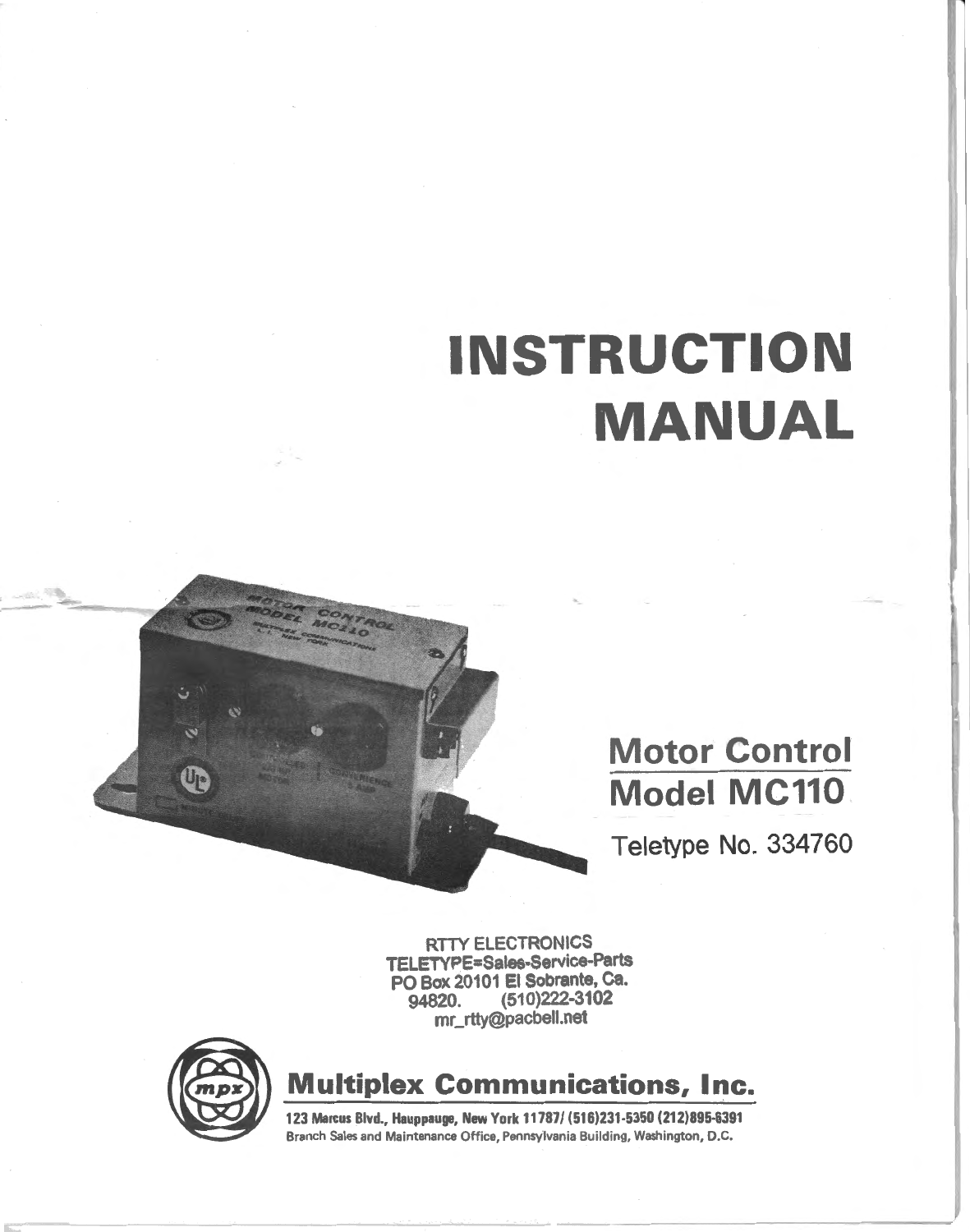# INSTRUCTION MANUAL

## Motor Control Model MC110

Teletype No. 334760

RTTY ELECTRONICS
TELETYPE=Sales-Service-Parts
PO Box 20101 El Sobrante, Ca.
94820. (510)222-3102
mr_rtty@pacbell.net

## Multiplex Communications, Inc.

**123 Marcus Blvd., Hauppauge, New York 11787/ (516)231-5350 (212)895-6391**
Branch Sales and Maintenance Office, Pennsylvania Building, Washington, D.C.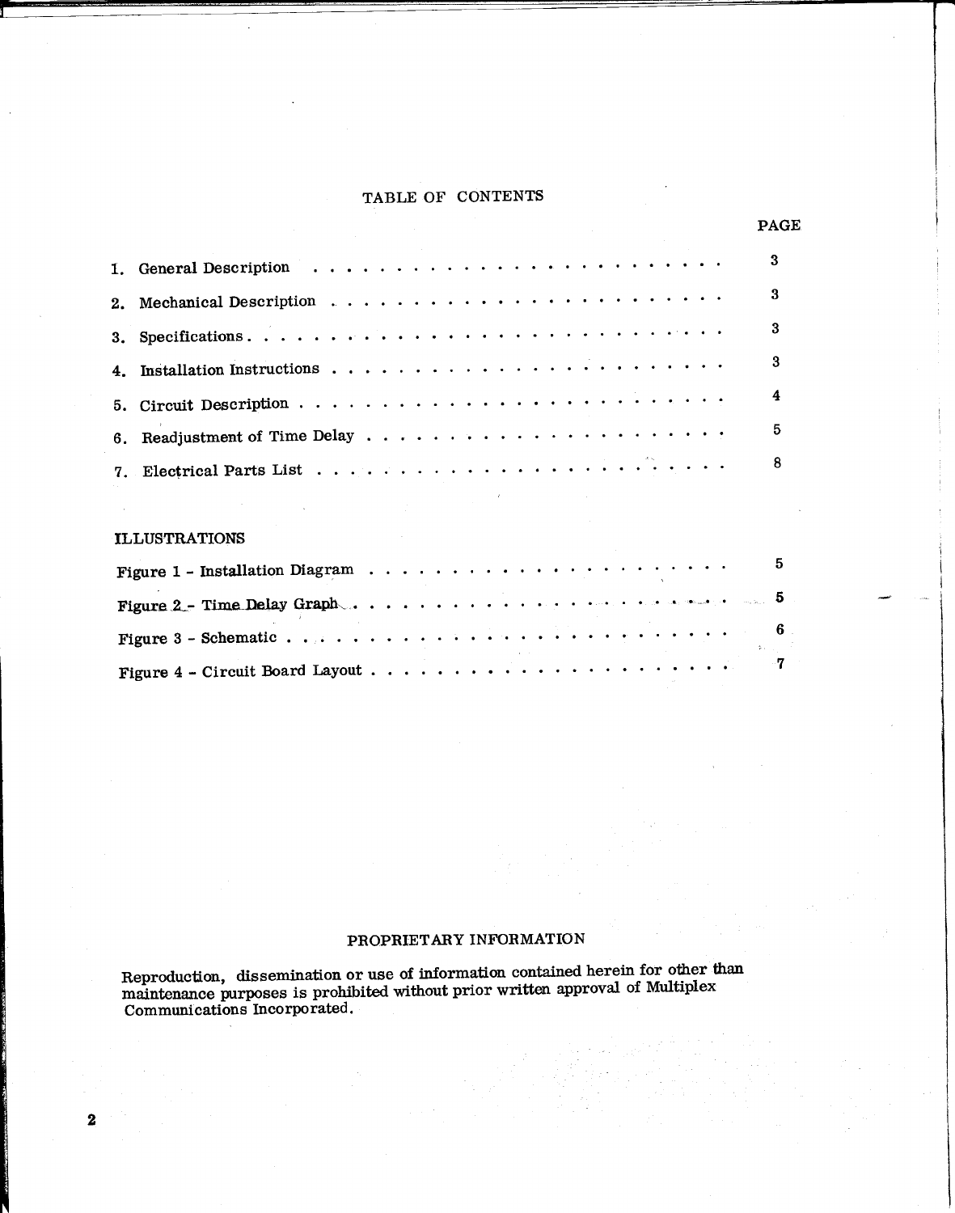# TABLE OF CONTENTS

| | PAGE |
|---|---|
| 1. General Description | 3 |
| 2. Mechanical Description | 3 |
| 3. Specifications | 3 |
| 4. Installation Instructions | 3 |
| 5. Circuit Description | 4 |
| 6. Readjustment of Time Delay | 5 |
| 7. Electrical Parts List | 8 |

## ILLUSTRATIONS

| | |
|---|---|
| Figure 1 - Installation Diagram | 5 |
| Figure 2 - Time Delay Graph | 5 |
| Figure 3 - Schematic | 6 |
| Figure 4 - Circuit Board Layout | 7 |

## PROPRIETARY INFORMATION

Reproduction, dissemination or use of information contained herein for other than maintenance purposes is prohibited without prior written approval of Multiplex Communications Incorporated.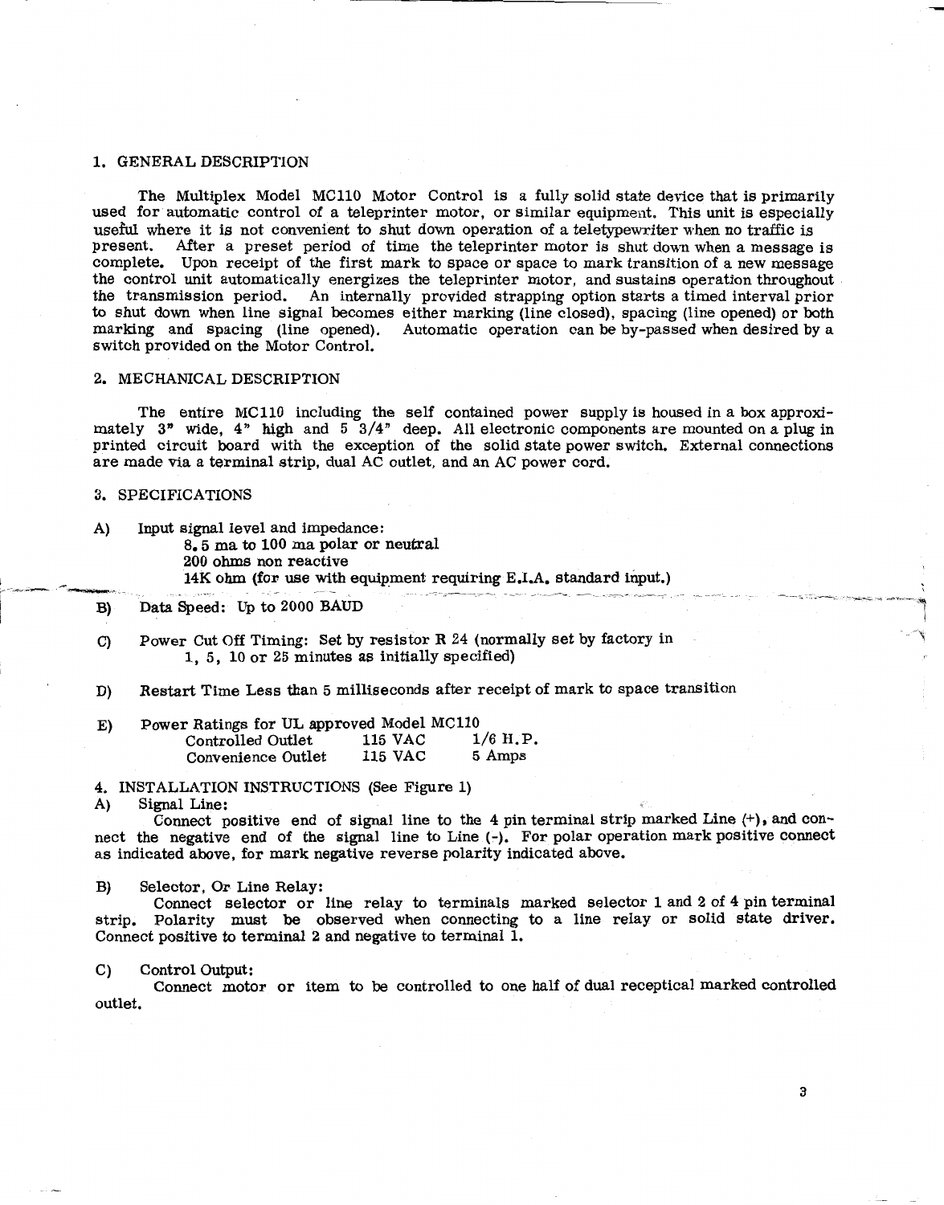## 1. GENERAL DESCRIPTION

The Multiplex Model MC110 Motor Control is a fully solid state device that is primarily used for automatic control of a teleprinter motor, or similar equipment. This unit is especially useful where it is not convenient to shut down operation of a teletypewriter when no traffic is present. After a preset period of time the teleprinter motor is shut down when a message is complete. Upon receipt of the first mark to space or space to mark transition of a new message the control unit automatically energizes the teleprinter motor, and sustains operation throughout the transmission period. An internally provided strapping option starts a timed interval prior to shut down when line signal becomes either marking (line closed), spacing (line opened) or both marking and spacing (line opened). Automatic operation can be by-passed when desired by a switch provided on the Motor Control.

## 2. MECHANICAL DESCRIPTION

The entire MC110 including the self contained power supply is housed in a box approximately 3" wide, 4" high and 5 3/4" deep. All electronic components are mounted on a plug in printed circuit board with the exception of the solid state power switch. External connections are made via a terminal strip, dual AC outlet, and an AC power cord.

## 3. SPECIFICATIONS

A) Input signal level and impedance:
  8.5 ma to 100 ma polar or neutral
  200 ohms non reactive
  14K ohm (for use with equipment requiring E.I.A. standard input.)

B) Data Speed: Up to 2000 BAUD

C) Power Cut Off Timing: Set by resistor R 24 (normally set by factory in 1, 5, 10 or 25 minutes as initially specified)

D) Restart Time Less than 5 milliseconds after receipt of mark to space transition

E) Power Ratings for UL approved Model MC110

| | | |
|---|---|---|
| Controlled Outlet | 115 VAC | 1/6 H.P. |
| Convenience Outlet | 115 VAC | 5 Amps |

## 4. INSTALLATION INSTRUCTIONS (See Figure 1)

A) Signal Line:

Connect positive end of signal line to the 4 pin terminal strip marked Line (+), and connect the negative end of the signal line to Line (-). For polar operation mark positive connect as indicated above, for mark negative reverse polarity indicated above.

B) Selector, Or Line Relay:

Connect selector or line relay to terminals marked selector 1 and 2 of 4 pin terminal strip. Polarity must be observed when connecting to a line relay or solid state driver. Connect positive to terminal 2 and negative to terminal 1.

C) Control Output:

Connect motor or item to be controlled to one half of dual receptical marked controlled outlet.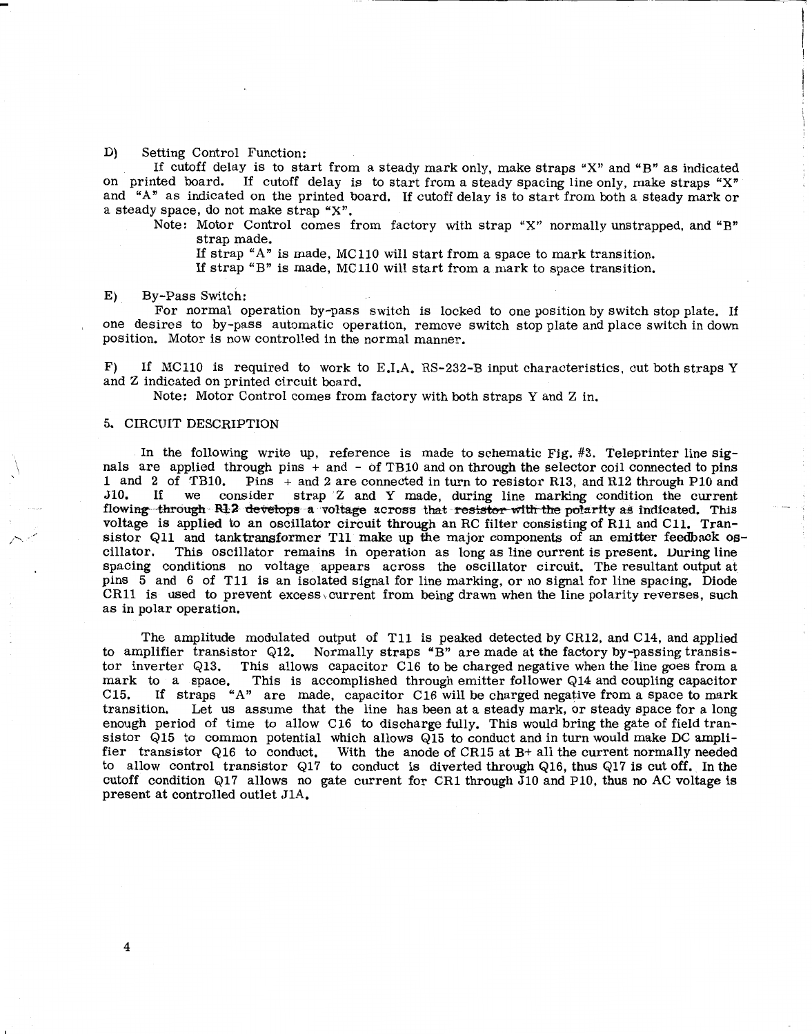D) Setting Control Function:

If cutoff delay is to start from a steady mark only, make straps "X" and "B" as indicated on printed board. If cutoff delay is to start from a steady spacing line only, make straps "X" and "A" as indicated on the printed board. If cutoff delay is to start from both a steady mark or a steady space, do not make strap "X".

Note: Motor Control comes from factory with strap "X" normally unstrapped, and "B" strap made.

If strap "A" is made, MC110 will start from a space to mark transition.

If strap "B" is made, MC110 will start from a mark to space transition.

E) By-Pass Switch:

For normal operation by-pass switch is locked to one position by switch stop plate. If one desires to by-pass automatic operation, remove switch stop plate and place switch in down position. Motor is now controlled in the normal manner.

F) If MC110 is required to work to E.I.A. RS-232-B input characteristics, cut both straps Y and Z indicated on printed circuit board.

Note: Motor Control comes from factory with both straps Y and Z in.

5. CIRCUIT DESCRIPTION

In the following write up, reference is made to schematic Fig. #3. Teleprinter line signals are applied through pins + and - of TB10 and on through the selector coil connected to pins 1 and 2 of TB10. Pins + and 2 are connected in turn to resistor R13, and R12 through P10 and J10. If we consider strap Z and Y made, during line marking condition the current flowing through R12 develops a voltage across that resistor with the polarity as indicated. This voltage is applied to an oscillator circuit through an RC filter consisting of R11 and C11. Transistor Q11 and tanktransformer T11 make up the major components of an emitter feedback oscillator. This oscillator remains in operation as long as line current is present. During line spacing conditions no voltage appears across the oscillator circuit. The resultant output at pins 5 and 6 of T11 is an isolated signal for line marking, or no signal for line spacing. Diode CR11 is used to prevent excess current from being drawn when the line polarity reverses, such as in polar operation.

The amplitude modulated output of T11 is peaked detected by CR12, and C14, and applied to amplifier transistor Q12. Normally straps "B" are made at the factory by-passing transistor inverter Q13. This allows capacitor C16 to be charged negative when the line goes from a mark to a space. This is accomplished through emitter follower Q14 and coupling capacitor C15. If straps "A" are made, capacitor C16 will be charged negative from a space to mark transition. Let us assume that the line has been at a steady mark, or steady space for a long enough period of time to allow C16 to discharge fully. This would bring the gate of field transistor Q15 to common potential which allows Q15 to conduct and in turn would make DC amplifier transistor Q16 to conduct. With the anode of CR15 at B+ all the current normally needed to allow control transistor Q17 to conduct is diverted through Q16, thus Q17 is cut off. In the cutoff condition Q17 allows no gate current for CR1 through J10 and P10, thus no AC voltage is present at controlled outlet J1A.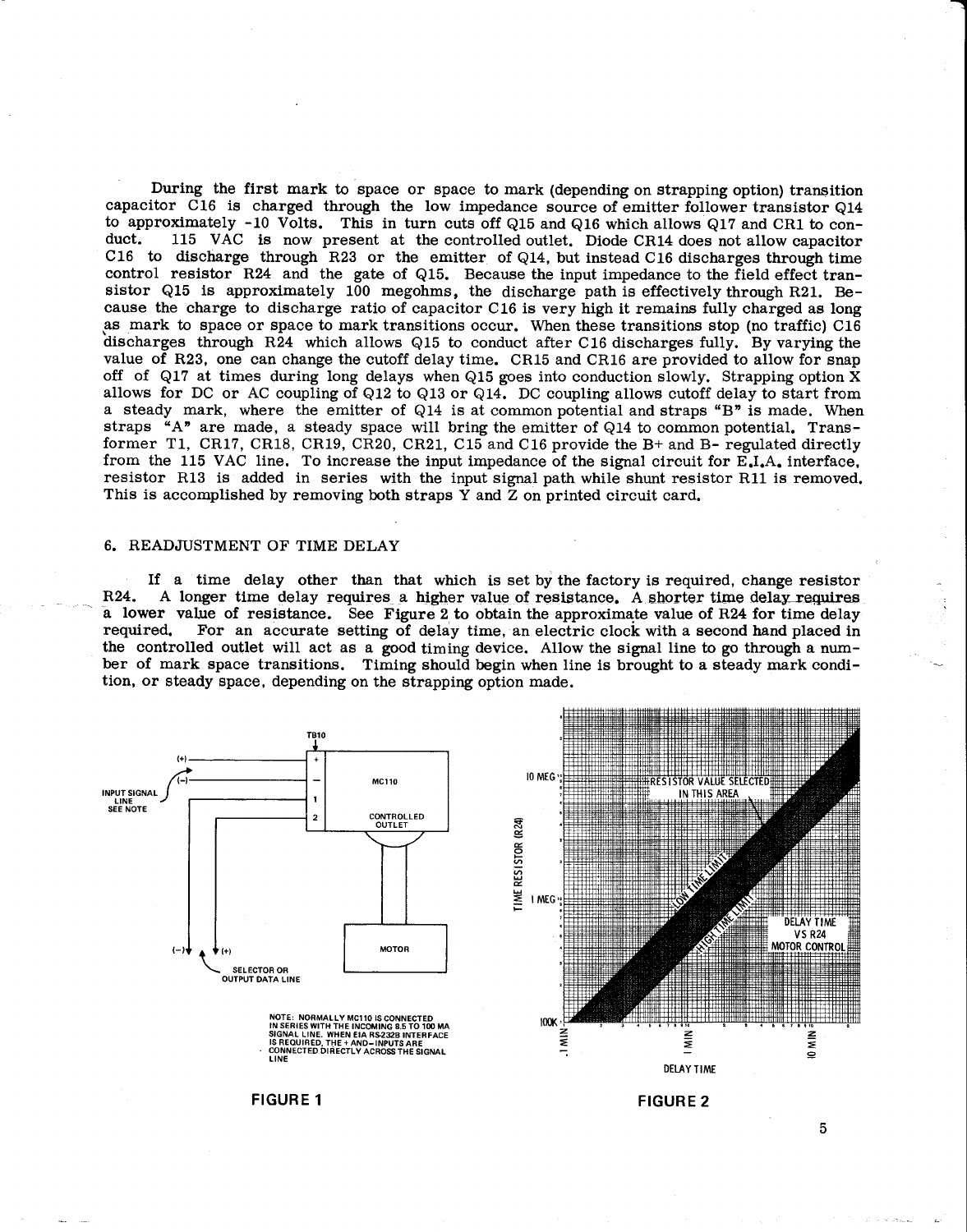During the first mark to space or space to mark (depending on strapping option) transition capacitor C16 is charged through the low impedance source of emitter follower transistor Q14 to approximately -10 Volts. This in turn cuts off Q15 and Q16 which allows Q17 and CR1 to conduct. 115 VAC is now present at the controlled outlet. Diode CR14 does not allow capacitor C16 to discharge through R23 or the emitter of Q14, but instead C16 discharges through time control resistor R24 and the gate of Q15. Because the input impedance to the field effect transistor Q15 is approximately 100 megohms, the discharge path is effectively through R21. Because the charge to discharge ratio of capacitor C16 is very high it remains fully charged as long as mark to space or space to mark transitions occur. When these transitions stop (no traffic) C16 discharges through R24 which allows Q15 to conduct after C16 discharges fully. By varying the value of R23, one can change the cutoff delay time. CR15 and CR16 are provided to allow for snap off of Q17 at times during long delays when Q15 goes into conduction slowly. Strapping option X allows for DC or AC coupling of Q12 to Q13 or Q14. DC coupling allows cutoff delay to start from a steady mark, where the emitter of Q14 is at common potential and straps "B" is made. When straps "A" are made, a steady space will bring the emitter of Q14 to common potential. Transformer T1, CR17, CR18, CR19, CR20, CR21, C15 and C16 provide the B+ and B- regulated directly from the 115 VAC line. To increase the input impedance of the signal circuit for E.I.A. interface, resistor R13 is added in series with the input signal path while shunt resistor R11 is removed. This is accomplished by removing both straps Y and Z on printed circuit card.

## 6. READJUSTMENT OF TIME DELAY

If a time delay other than that which is set by the factory is required, change resistor R24. A longer time delay requires a higher value of resistance. A shorter time delay requires a lower value of resistance. See Figure 2 to obtain the approximate value of R24 for time delay required. For an accurate setting of delay time, an electric clock with a second hand placed in the controlled outlet will act as a good timing device. Allow the signal line to go through a number of mark space transitions. Timing should begin when line is brought to a steady mark condition, or steady space, depending on the strapping option made.

TB10

INPUT SIGNAL LINE SEE NOTE

MC110

CONTROLLED OUTLET

MOTOR

SELECTOR OR OUTPUT DATA LINE

NOTE: NORMALLY MC110 IS CONNECTED IN SERIES WITH THE INCOMING 8.5 TO 100 MA SIGNAL LINE. WHEN EIA RS232B INTERFACE IS REQUIRED, THE + AND - INPUTS ARE CONNECTED DIRECTLY ACROSS THE SIGNAL LINE

FIGURE 1

RESISTOR VALUE SELECTED IN THIS AREA

LOW TIME LIMIT

HIGH TIME LIMIT

DELAY TIME VS R24 MOTOR CONTROL

TIME RESISTOR (R24): 10 MEG, 1 MEG, 100K

DELAY TIME: .1 MIN, 1 MIN, 10 MIN

FIGURE 2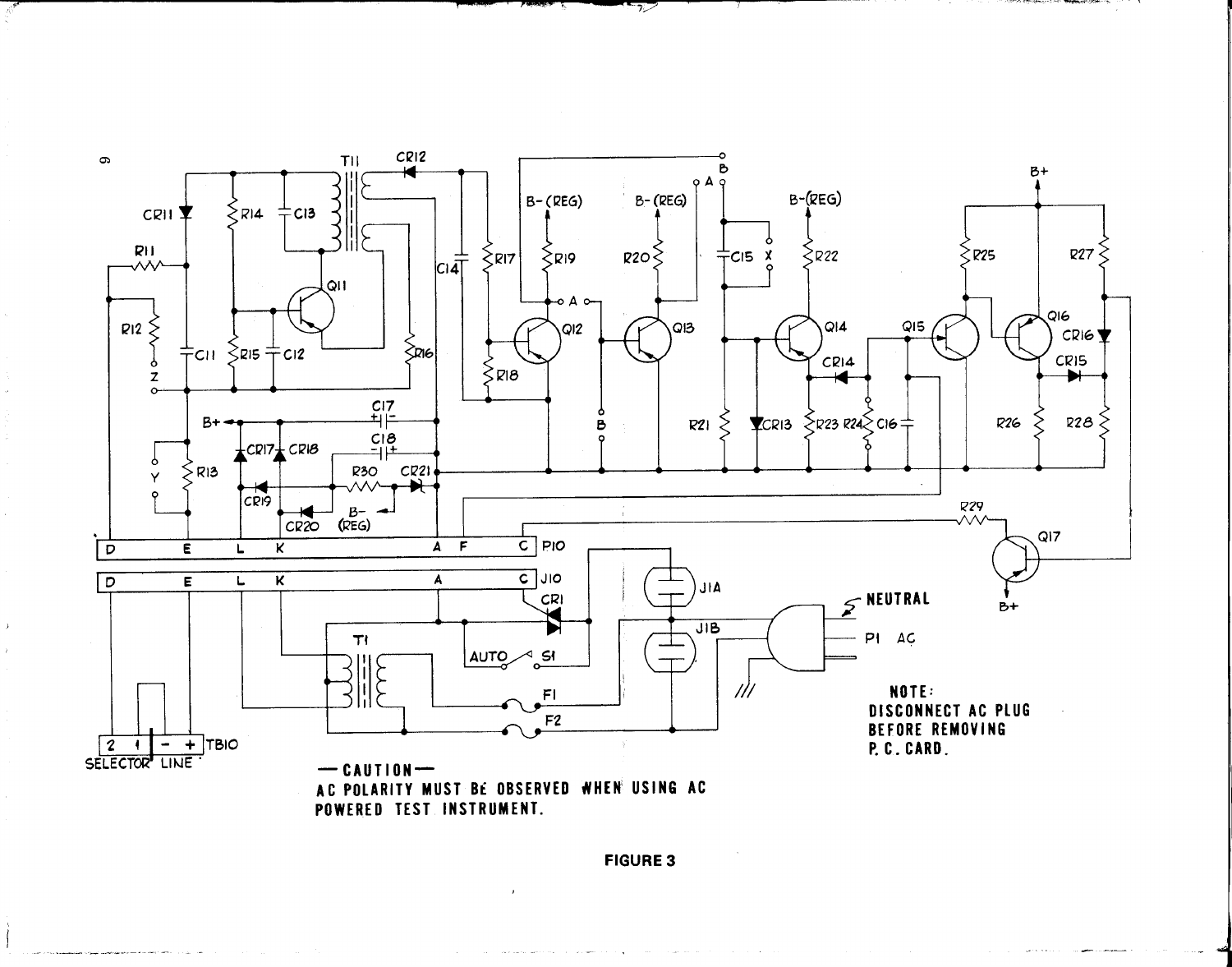— CAUTION —
AC POLARITY MUST BE OBSERVED WHEN USING AC POWERED TEST INSTRUMENT.

NOTE:
DISCONNECT AC PLUG BEFORE REMOVING P. C. CARD.

FIGURE 3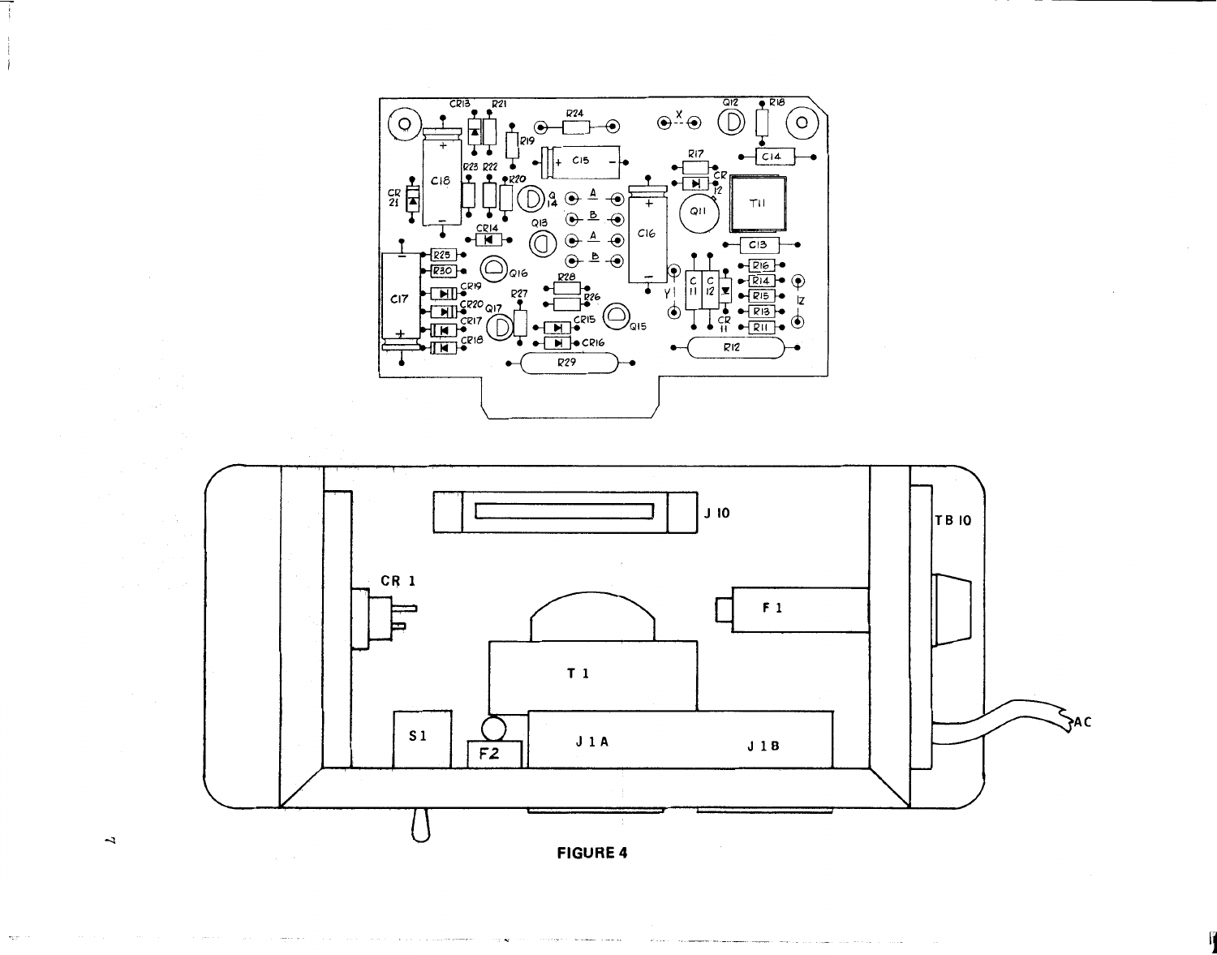FIGURE 4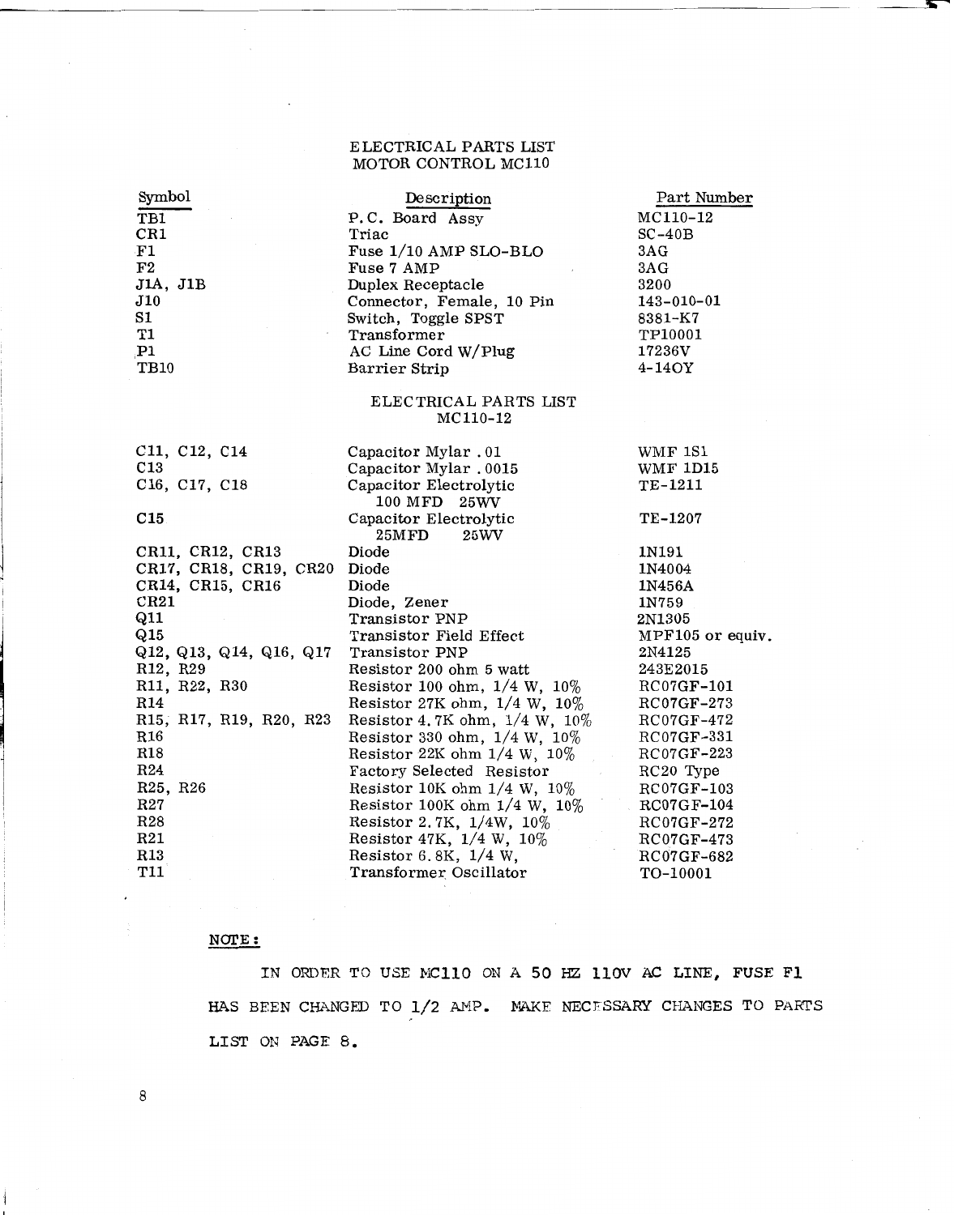## ELECTRICAL PARTS LIST
## MOTOR CONTROL MC110

| Symbol | Description | Part Number |
|---|---|---|
| TB1 | P.C. Board Assy | MC110-12 |
| CR1 | Triac | SC-40B |
| F1 | Fuse 1/10 AMP SLO-BLO | 3AG |
| F2 | Fuse 7 AMP | 3AG |
| J1A, J1B | Duplex Receptacle | 3200 |
| J10 | Connector, Female, 10 Pin | 143-010-01 |
| S1 | Switch, Toggle SPST | 8381-K7 |
| T1 | Transformer | TP10001 |
| P1 | AC Line Cord W/Plug | 17236V |
| TB10 | Barrier Strip | 4-14OY |

## ELECTRICAL PARTS LIST
## MC110-12

| Symbol | Description | Part Number |
|---|---|---|
| C11, C12, C14 | Capacitor Mylar .01 | WMF 1S1 |
| C13 | Capacitor Mylar .0015 | WMF 1D15 |
| C16, C17, C18 | Capacitor Electrolytic 100 MFD 25WV | TE-1211 |
| C15 | Capacitor Electrolytic 25MFD 25WV | TE-1207 |
| CR11, CR12, CR13 | Diode | 1N191 |
| CR17, CR18, CR19, CR20 | Diode | 1N4004 |
| CR14, CR15, CR16 | Diode | 1N456A |
| CR21 | Diode, Zener | 1N759 |
| Q11 | Transistor PNP | 2N1305 |
| Q15 | Transistor Field Effect | MPF105 or equiv. |
| Q12, Q13, Q14, Q16, Q17 | Transistor PNP | 2N4125 |
| R12, R29 | Resistor 200 ohm 5 watt | 243E2015 |
| R11, R22, R30 | Resistor 100 ohm, 1/4 W, 10% | RC07GF-101 |
| R14 | Resistor 27K ohm, 1/4 W, 10% | RC07GF-273 |
| R15, R17, R19, R20, R23 | Resistor 4.7K ohm, 1/4 W, 10% | RC07GF-472 |
| R16 | Resistor 330 ohm, 1/4 W, 10% | RC07GF-331 |
| R18 | Resistor 22K ohm 1/4 W, 10% | RC07GF-223 |
| R24 | Factory Selected Resistor | RC20 Type |
| R25, R26 | Resistor 10K ohm 1/4 W, 10% | RC07GF-103 |
| R27 | Resistor 100K ohm 1/4 W, 10% | RC07GF-104 |
| R28 | Resistor 2.7K, 1/4W, 10% | RC07GF-272 |
| R21 | Resistor 47K, 1/4 W, 10% | RC07GF-473 |
| R13 | Resistor 6.8K, 1/4 W, | RC07GF-682 |
| T11 | Transformer Oscillator | TO-10001 |

NOTE:

IN ORDER TO USE MC110 ON A 50 HZ 110V AC LINE, FUSE F1 HAS BEEN CHANGED TO 1/2 AMP. MAKE NECESSARY CHANGES TO PARTS LIST ON PAGE 8.